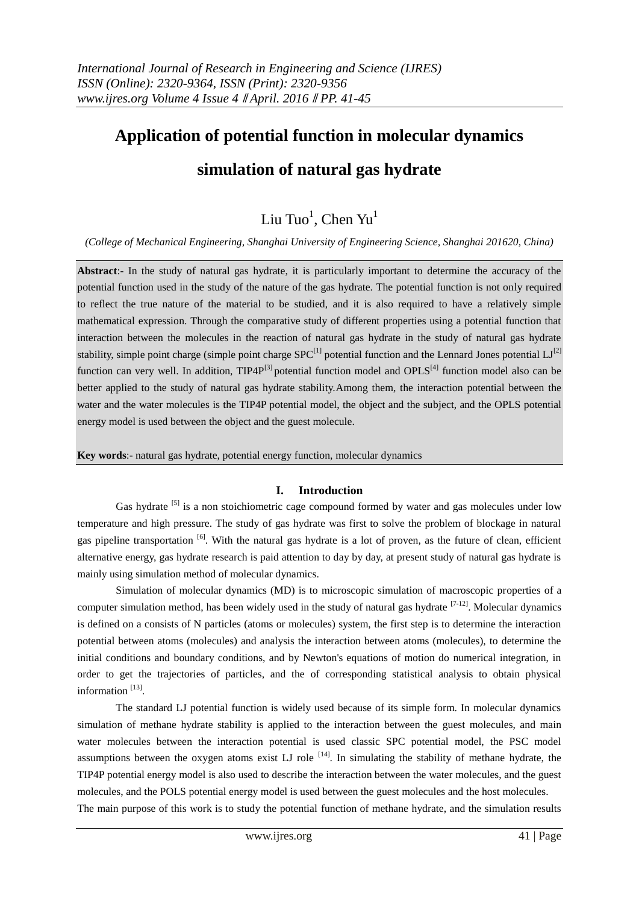# Application of potential function in molecular dynamics simulation of natural gas hydrate

Liu Tuo[1], Chen Yu[1]

*(College of Mechanical Engineering, Shanghai University of Engineering Science, Shanghai 201620, China)*

**Abstract**:- In the study of natural gas hydrate, it is particularly important to determine the accuracy of the potential function used in the study of the nature of the gas hydrate. The potential function is not only required to reflect the true nature of the material to be studied, and it is also required to have a relatively simple mathematical expression. Through the comparative study of different properties using a potential function that interaction between the molecules in the reaction of natural gas hydrate in the study of natural gas hydrate stability, simple point charge (simple point charge SPC[1] potential function and the Lennard Jones potential LJ[2] function can very well. In addition, TIP4P[3] potential function model and OPLS[4] function model also can be better applied to the study of natural gas hydrate stability.Among them, the interaction potential between the water and the water molecules is the TIP4P potential model, the object and the subject, and the OPLS potential energy model is used between the object and the guest molecule.

**Key words**:- natural gas hydrate, potential energy function, molecular dynamics

## I. Introduction

Gas hydrate [5] is a non stoichiometric cage compound formed by water and gas molecules under low temperature and high pressure. The study of gas hydrate was first to solve the problem of blockage in natural gas pipeline transportation [6]. With the natural gas hydrate is a lot of proven, as the future of clean, efficient alternative energy, gas hydrate research is paid attention to day by day, at present study of natural gas hydrate is mainly using simulation method of molecular dynamics.

Simulation of molecular dynamics (MD) is to microscopic simulation of macroscopic properties of a computer simulation method, has been widely used in the study of natural gas hydrate [7-12]. Molecular dynamics is defined on a consists of N particles (atoms or molecules) system, the first step is to determine the interaction potential between atoms (molecules) and analysis the interaction between atoms (molecules), to determine the initial conditions and boundary conditions, and by Newton's equations of motion do numerical integration, in order to get the trajectories of particles, and the of corresponding statistical analysis to obtain physical information [13].

The standard LJ potential function is widely used because of its simple form. In molecular dynamics simulation of methane hydrate stability is applied to the interaction between the guest molecules, and main water molecules between the interaction potential is used classic SPC potential model, the PSC model assumptions between the oxygen atoms exist LJ role [14]. In simulating the stability of methane hydrate, the TIP4P potential energy model is also used to describe the interaction between the water molecules, and the guest molecules, and the POLS potential energy model is used between the guest molecules and the host molecules.

The main purpose of this work is to study the potential function of methane hydrate, and the simulation results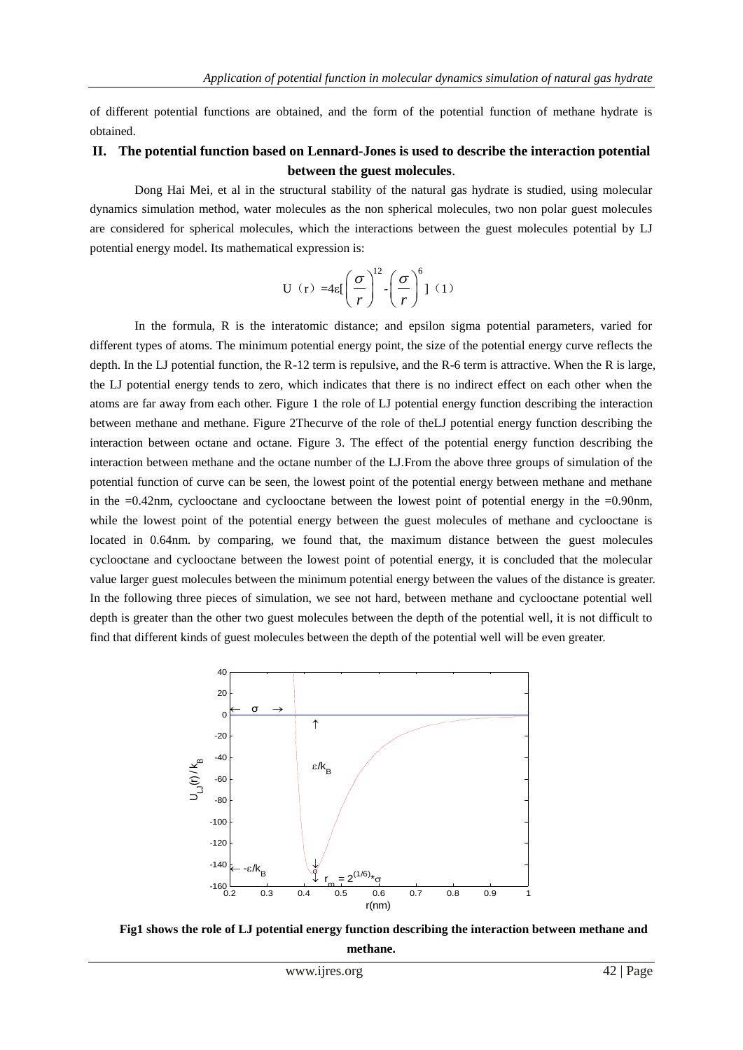of different potential functions are obtained, and the form of the potential function of methane hydrate is obtained.

## II. The potential function based on Lennard-Jones is used to describe the interaction potential between the guest molecules.

Dong Hai Mei, et al in the structural stability of the natural gas hydrate is studied, using molecular dynamics simulation method, water molecules as the non spherical molecules, two non polar guest molecules are considered for spherical molecules, which the interactions between the guest molecules potential by LJ potential energy model. Its mathematical expression is:

$$U（r）=4\varepsilon[\left(\frac{\sigma}{r}\right)^{12}-\left(\frac{\sigma}{r}\right)^{6}]（1）$$

In the formula, R is the interatomic distance; and epsilon sigma potential parameters, varied for different types of atoms. The minimum potential energy point, the size of the potential energy curve reflects the depth. In the LJ potential function, the R-12 term is repulsive, and the R-6 term is attractive. When the R is large, the LJ potential energy tends to zero, which indicates that there is no indirect effect on each other when the atoms are far away from each other. Figure 1 the role of LJ potential energy function describing the interaction between methane and methane. Figure 2Thecurve of the role of theLJ potential energy function describing the interaction between octane and octane. Figure 3. The effect of the potential energy function describing the interaction between methane and the octane number of the LJ.From the above three groups of simulation of the potential function of curve can be seen, the lowest point of the potential energy between methane and methane in the =0.42nm, cyclooctane and cyclooctane between the lowest point of potential energy in the =0.90nm, while the lowest point of the potential energy between the guest molecules of methane and cyclooctane is located in 0.64nm. by comparing, we found that, the maximum distance between the guest molecules cyclooctane and cyclooctane between the lowest point of potential energy, it is concluded that the molecular value larger guest molecules between the minimum potential energy between the values of the distance is greater. In the following three pieces of simulation, we see not hard, between methane and cyclooctane potential well depth is greater than the other two guest molecules between the depth of the potential well, it is not difficult to find that different kinds of guest molecules between the depth of the potential well will be even greater.

**Fig1 shows the role of LJ potential energy function describing the interaction between methane and methane.**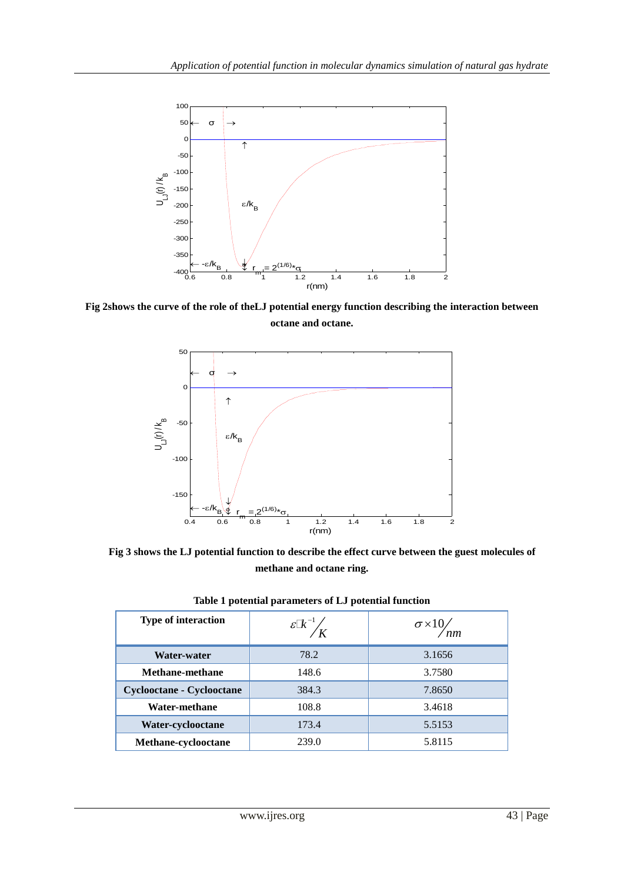**Fig 2shows the curve of the role of theLJ potential energy function describing the interaction between octane and octane.**

**Fig 3 shows the LJ potential function to describe the effect curve between the guest molecules of methane and octane ring.**

**Table 1 potential parameters of LJ potential function**

| Type of interaction | $\varepsilon k^{-1}/K$ | $\sigma \times 10/nm$ |
|---|---|---|
| **Water-water** | 78.2 | 3.1656 |
| **Methane-methane** | 148.6 | 3.7580 |
| **Cyclooctane - Cyclooctane** | 384.3 | 7.8650 |
| **Water-methane** | 108.8 | 3.4618 |
| **Water-cyclooctane** | 173.4 | 5.5153 |
| **Methane-cyclooctane** | 239.0 | 5.8115 |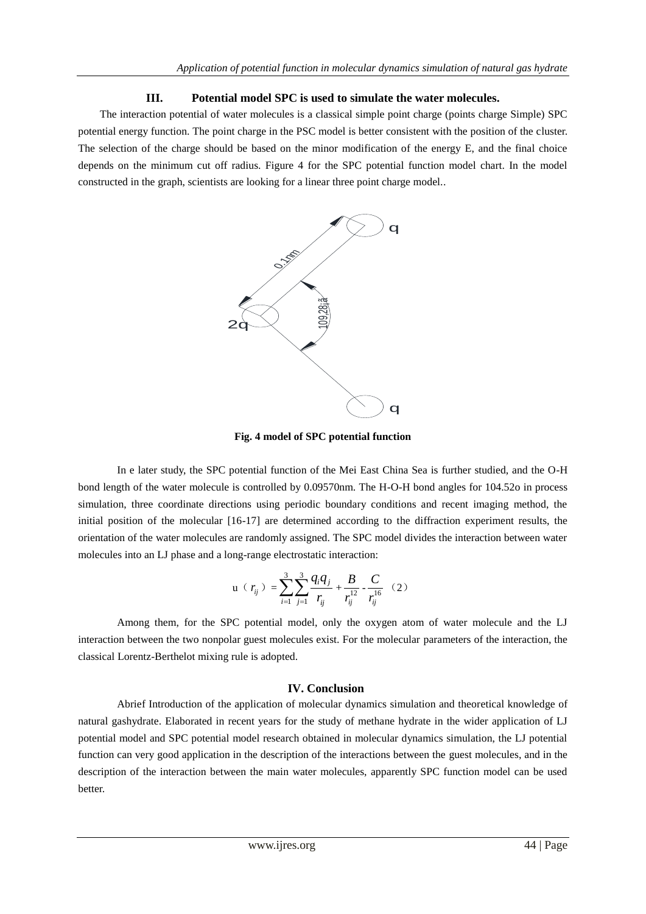### III. Potential model SPC is used to simulate the water molecules.

The interaction potential of water molecules is a classical simple point charge (points charge Simple) SPC potential energy function. The point charge in the PSC model is better consistent with the position of the cluster. The selection of the charge should be based on the minor modification of the energy E, and the final choice depends on the minimum cut off radius. Figure 4 for the SPC potential function model chart. In the model constructed in the graph, scientists are looking for a linear three point charge model..

**Fig. 4 model of SPC potential function**

In e later study, the SPC potential function of the Mei East China Sea is further studied, and the O-H bond length of the water molecule is controlled by 0.09570nm. The H-O-H bond angles for 104.52o in process simulation, three coordinate directions using periodic boundary conditions and recent imaging method, the initial position of the molecular [16-17] are determined according to the diffraction experiment results, the orientation of the water molecules are randomly assigned. The SPC model divides the interaction between water molecules into an LJ phase and a long-range electrostatic interaction:

$$u(r_{ij}) = \sum_{i=1}^{3}\sum_{j=1}^{3}\frac{q_i q_j}{r_{ij}} + \frac{B}{r_{ij}^{12}} - \frac{C}{r_{ij}^{16}} \quad (2)$$

Among them, for the SPC potential model, only the oxygen atom of water molecule and the LJ interaction between the two nonpolar guest molecules exist. For the molecular parameters of the interaction, the classical Lorentz-Berthelot mixing rule is adopted.

### IV. Conclusion

Abrief Introduction of the application of molecular dynamics simulation and theoretical knowledge of natural gashydrate. Elaborated in recent years for the study of methane hydrate in the wider application of LJ potential model and SPC potential model research obtained in molecular dynamics simulation, the LJ potential function can very good application in the description of the interactions between the guest molecules, and in the description of the interaction between the main water molecules, apparently SPC function model can be used better.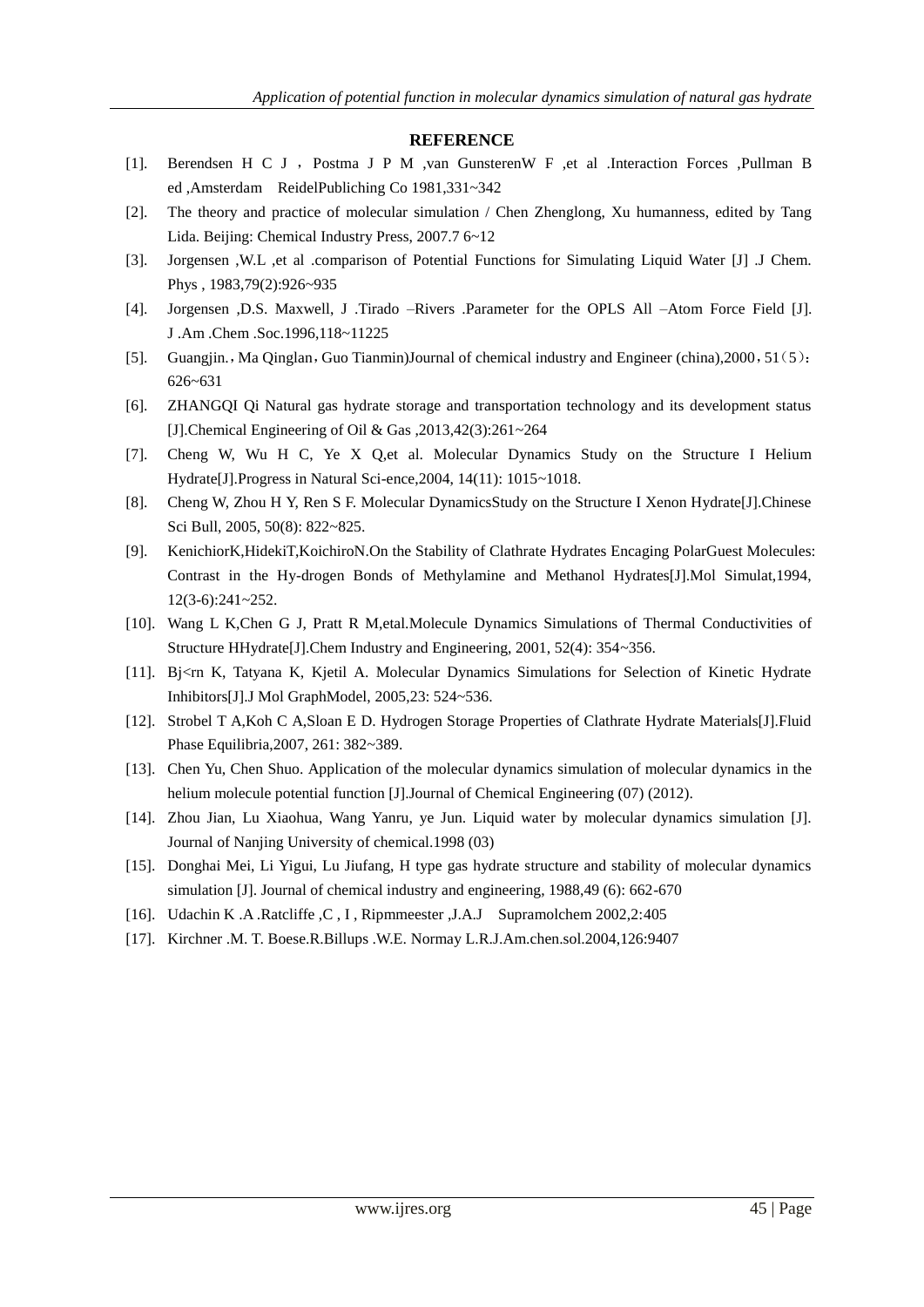## REFERENCE

[1]. Berendsen H C J ，Postma J P M ,van GunsterenW F ,et al .Interaction Forces ,Pullman B ed ,Amsterdam ReidelPubliching Co 1981,331~342

[2]. The theory and practice of molecular simulation / Chen Zhenglong, Xu humanness, edited by Tang Lida. Beijing: Chemical Industry Press, 2007.7 6~12

[3]. Jorgensen ,W.L ,et al .comparison of Potential Functions for Simulating Liquid Water [J] .J Chem. Phys , 1983,79(2):926~935

[4]. Jorgensen ,D.S. Maxwell, J .Tirado –Rivers .Parameter for the OPLS All –Atom Force Field [J]. J .Am .Chem .Soc.1996,118~11225

[5]. Guangjin.，Ma Qinglan，Guo Tianmin)Journal of chemical industry and Engineer (china),2000，51（5）：626~631

[6]. ZHANGQI Qi Natural gas hydrate storage and transportation technology and its development status [J].Chemical Engineering of Oil & Gas ,2013,42(3):261~264

[7]. Cheng W, Wu H C, Ye X Q,et al. Molecular Dynamics Study on the Structure I Helium Hydrate[J].Progress in Natural Sci-ence,2004, 14(11): 1015~1018.

[8]. Cheng W, Zhou H Y, Ren S F. Molecular DynamicsStudy on the Structure I Xenon Hydrate[J].Chinese Sci Bull, 2005, 50(8): 822~825.

[9]. KenichiorK,HidekiT,KoichiroN.On the Stability of Clathrate Hydrates Encaging PolarGuest Molecules: Contrast in the Hy-drogen Bonds of Methylamine and Methanol Hydrates[J].Mol Simulat,1994, 12(3-6):241~252.

[10]. Wang L K,Chen G J, Pratt R M,etal.Molecule Dynamics Simulations of Thermal Conductivities of Structure HHydrate[J].Chem Industry and Engineering, 2001, 52(4): 354~356.

[11]. Bj<rn K, Tatyana K, Kjetil A. Molecular Dynamics Simulations for Selection of Kinetic Hydrate Inhibitors[J].J Mol GraphModel, 2005,23: 524~536.

[12]. Strobel T A,Koh C A,Sloan E D. Hydrogen Storage Properties of Clathrate Hydrate Materials[J].Fluid Phase Equilibria,2007, 261: 382~389.

[13]. Chen Yu, Chen Shuo. Application of the molecular dynamics simulation of molecular dynamics in the helium molecule potential function [J].Journal of Chemical Engineering (07) (2012).

[14]. Zhou Jian, Lu Xiaohua, Wang Yanru, ye Jun. Liquid water by molecular dynamics simulation [J]. Journal of Nanjing University of chemical.1998 (03)

[15]. Donghai Mei, Li Yigui, Lu Jiufang, H type gas hydrate structure and stability of molecular dynamics simulation [J]. Journal of chemical industry and engineering, 1988,49 (6): 662-670

[16]. Udachin K .A .Ratcliffe ,C , I , Ripmmeester ,J.A.J Supramolchem 2002,2:405

[17]. Kirchner .M. T. Boese.R.Billups .W.E. Normay L.R.J.Am.chen.sol.2004,126:9407